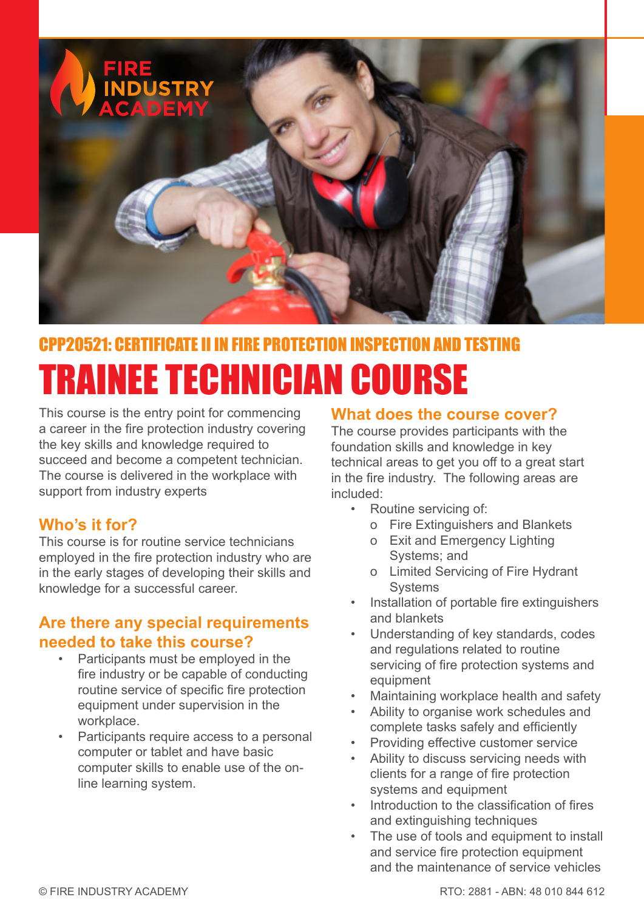FIRE INDUSTRY ACADEMY

## CPP20521: CERTIFICATE II IN FIRE PROTECTION INSPECTION AND TESTING

# TRAINEE TECHNICIAN COURSE

This course is the entry point for commencing a career in the fire protection industry covering the key skills and knowledge required to succeed and become a competent technician. The course is delivered in the workplace with support from industry experts

### Who's it for?

This course is for routine service technicians employed in the fire protection industry who are in the early stages of developing their skills and knowledge for a successful career.

### Are there any special requirements needed to take this course?

- Participants must be employed in the fire industry or be capable of conducting routine service of specific fire protection equipment under supervision in the workplace.
- Participants require access to a personal computer or tablet and have basic computer skills to enable use of the on-line learning system.

### What does the course cover?

The course provides participants with the foundation skills and knowledge in key technical areas to get you off to a great start in the fire industry. The following areas are included:

- Routine servicing of:
  - Fire Extinguishers and Blankets
  - Exit and Emergency Lighting Systems; and
  - Limited Servicing of Fire Hydrant Systems
- Installation of portable fire extinguishers and blankets
- Understanding of key standards, codes and regulations related to routine servicing of fire protection systems and equipment
- Maintaining workplace health and safety
- Ability to organise work schedules and complete tasks safely and efficiently
- Providing effective customer service
- Ability to discuss servicing needs with clients for a range of fire protection systems and equipment
- Introduction to the classification of fires and extinguishing techniques
- The use of tools and equipment to install and service fire protection equipment and the maintenance of service vehicles

© FIRE INDUSTRY ACADEMY

RTO: 2881 - ABN: 48 010 844 612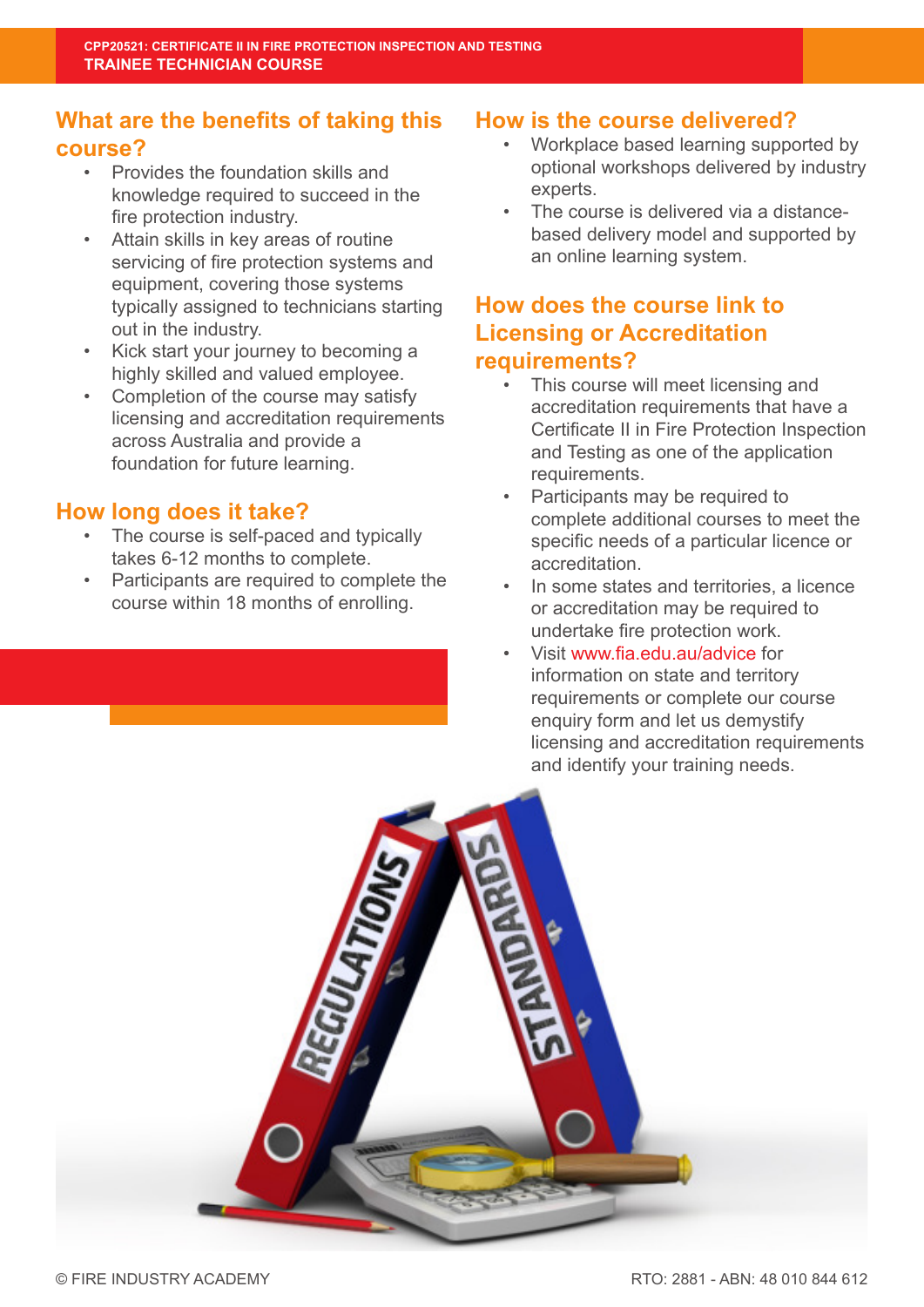## What are the benefits of taking this course?

- Provides the foundation skills and knowledge required to succeed in the fire protection industry.
- Attain skills in key areas of routine servicing of fire protection systems and equipment, covering those systems typically assigned to technicians starting out in the industry.
- Kick start your journey to becoming a highly skilled and valued employee.
- Completion of the course may satisfy licensing and accreditation requirements across Australia and provide a foundation for future learning.

## How long does it take?

- The course is self-paced and typically takes 6-12 months to complete.
- Participants are required to complete the course within 18 months of enrolling.

## How is the course delivered?

- Workplace based learning supported by optional workshops delivered by industry experts.
- The course is delivered via a distance-based delivery model and supported by an online learning system.

## How does the course link to Licensing or Accreditation requirements?

- This course will meet licensing and accreditation requirements that have a Certificate II in Fire Protection Inspection and Testing as one of the application requirements.
- Participants may be required to complete additional courses to meet the specific needs of a particular licence or accreditation.
- In some states and territories, a licence or accreditation may be required to undertake fire protection work.
- Visit www.fia.edu.au/advice for information on state and territory requirements or complete our course enquiry form and let us demystify licensing and accreditation requirements and identify your training needs.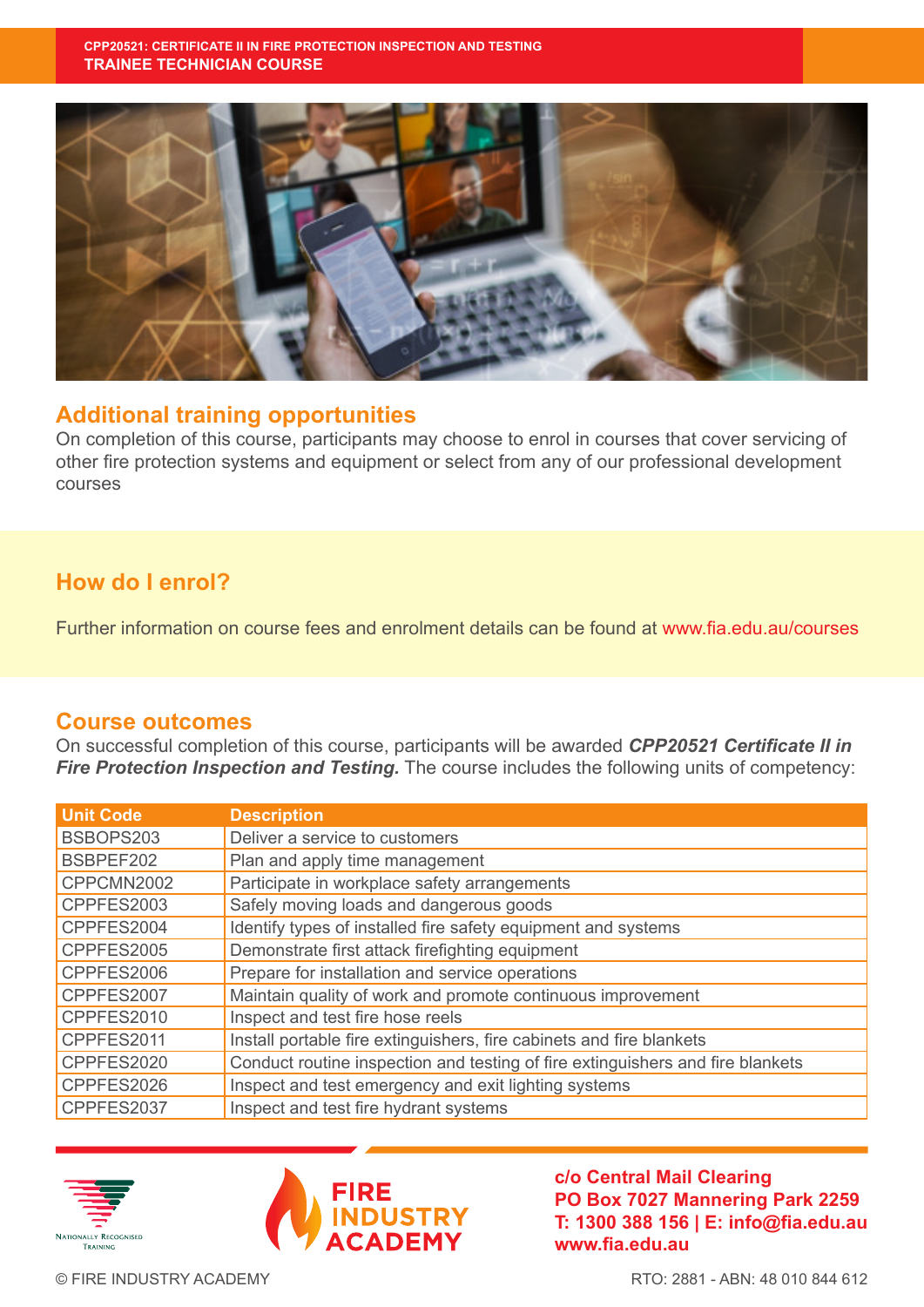## Additional training opportunities

On completion of this course, participants may choose to enrol in courses that cover servicing of other fire protection systems and equipment or select from any of our professional development courses

## How do I enrol?

Further information on course fees and enrolment details can be found at www.fia.edu.au/courses

## Course outcomes

On successful completion of this course, participants will be awarded ***CPP20521 Certificate II in Fire Protection Inspection and Testing.*** The course includes the following units of competency:

| Unit Code | Description |
|---|---|
| BSBOPS203 | Deliver a service to customers |
| BSBPEF202 | Plan and apply time management |
| CPPCMN2002 | Participate in workplace safety arrangements |
| CPPFES2003 | Safely moving loads and dangerous goods |
| CPPFES2004 | Identify types of installed fire safety equipment and systems |
| CPPFES2005 | Demonstrate first attack firefighting equipment |
| CPPFES2006 | Prepare for installation and service operations |
| CPPFES2007 | Maintain quality of work and promote continuous improvement |
| CPPFES2010 | Inspect and test fire hose reels |
| CPPFES2011 | Install portable fire extinguishers, fire cabinets and fire blankets |
| CPPFES2020 | Conduct routine inspection and testing of fire extinguishers and fire blankets |
| CPPFES2026 | Inspect and test emergency and exit lighting systems |
| CPPFES2037 | Inspect and test fire hydrant systems |

Nationally Recognised Training

FIRE INDUSTRY ACADEMY

**c/o Central Mail Clearing**
**PO Box 7027 Mannering Park 2259**
**T: 1300 388 156 | E: info@fia.edu.au**
**www.fia.edu.au**

© FIRE INDUSTRY ACADEMY

RTO: 2881 - ABN: 48 010 844 612